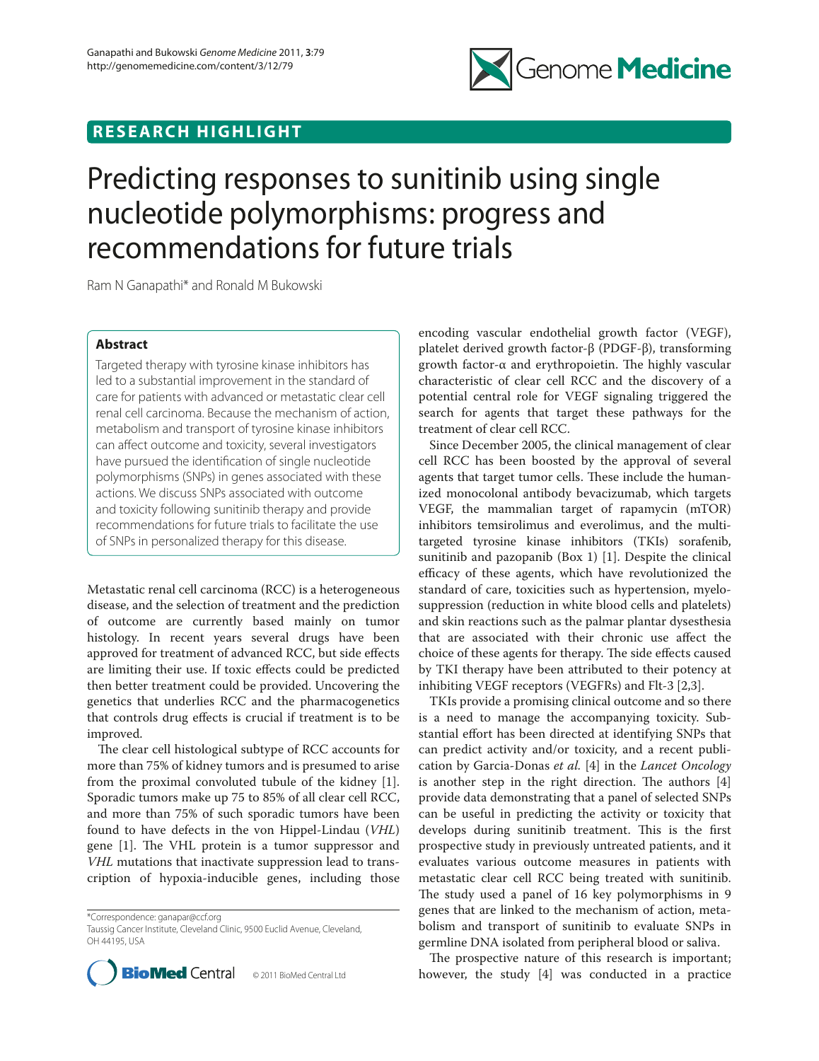RESEARCH HIGHLIGHT

# Predicting responses to sunitinib using single nucleotide polymorphisms: progress and recommendations for future trials

Ram N Ganapathi* and Ronald M Bukowski

## Abstract

Targeted therapy with tyrosine kinase inhibitors has led to a substantial improvement in the standard of care for patients with advanced or metastatic clear cell renal cell carcinoma. Because the mechanism of action, metabolism and transport of tyrosine kinase inhibitors can affect outcome and toxicity, several investigators have pursued the identification of single nucleotide polymorphisms (SNPs) in genes associated with these actions. We discuss SNPs associated with outcome and toxicity following sunitinib therapy and provide recommendations for future trials to facilitate the use of SNPs in personalized therapy for this disease.

Metastatic renal cell carcinoma (RCC) is a heterogeneous disease, and the selection of treatment and the prediction of outcome are currently based mainly on tumor histology. In recent years several drugs have been approved for treatment of advanced RCC, but side effects are limiting their use. If toxic effects could be predicted then better treatment could be provided. Uncovering the genetics that underlies RCC and the pharmacogenetics that controls drug effects is crucial if treatment is to be improved.

The clear cell histological subtype of RCC accounts for more than 75% of kidney tumors and is presumed to arise from the proximal convoluted tubule of the kidney [1]. Sporadic tumors make up 75 to 85% of all clear cell RCC, and more than 75% of such sporadic tumors have been found to have defects in the von Hippel-Lindau (*VHL*) gene [1]. The VHL protein is a tumor suppressor and *VHL* mutations that inactivate suppression lead to transcription of hypoxia-inducible genes, including those encoding vascular endothelial growth factor (VEGF), platelet derived growth factor-β (PDGF-β), transforming growth factor-α and erythropoietin. The highly vascular characteristic of clear cell RCC and the discovery of a potential central role for VEGF signaling triggered the search for agents that target these pathways for the treatment of clear cell RCC.

Since December 2005, the clinical management of clear cell RCC has been boosted by the approval of several agents that target tumor cells. These include the humanized monocolonal antibody bevacizumab, which targets VEGF, the mammalian target of rapamycin (mTOR) inhibitors temsirolimus and everolimus, and the multi-targeted tyrosine kinase inhibitors (TKIs) sorafenib, sunitinib and pazopanib (Box 1) [1]. Despite the clinical efficacy of these agents, which have revolutionized the standard of care, toxicities such as hypertension, myelosuppression (reduction in white blood cells and platelets) and skin reactions such as the palmar plantar dysesthesia that are associated with their chronic use affect the choice of these agents for therapy. The side effects caused by TKI therapy have been attributed to their potency at inhibiting VEGF receptors (VEGFRs) and Flt-3 [2,3].

TKIs provide a promising clinical outcome and so there is a need to manage the accompanying toxicity. Substantial effort has been directed at identifying SNPs that can predict activity and/or toxicity, and a recent publication by Garcia-Donas *et al.* [4] in the *Lancet Oncology* is another step in the right direction. The authors [4] provide data demonstrating that a panel of selected SNPs can be useful in predicting the activity or toxicity that develops during sunitinib treatment. This is the first prospective study in previously untreated patients, and it evaluates various outcome measures in patients with metastatic clear cell RCC being treated with sunitinib. The study used a panel of 16 key polymorphisms in 9 genes that are linked to the mechanism of action, metabolism and transport of sunitinib to evaluate SNPs in germline DNA isolated from peripheral blood or saliva.

The prospective nature of this research is important; however, the study [4] was conducted in a practice

*Correspondence: ganapar@ccf.org
Taussig Cancer Institute, Cleveland Clinic, 9500 Euclid Avenue, Cleveland, OH 44195, USA

© 2011 BioMed Central Ltd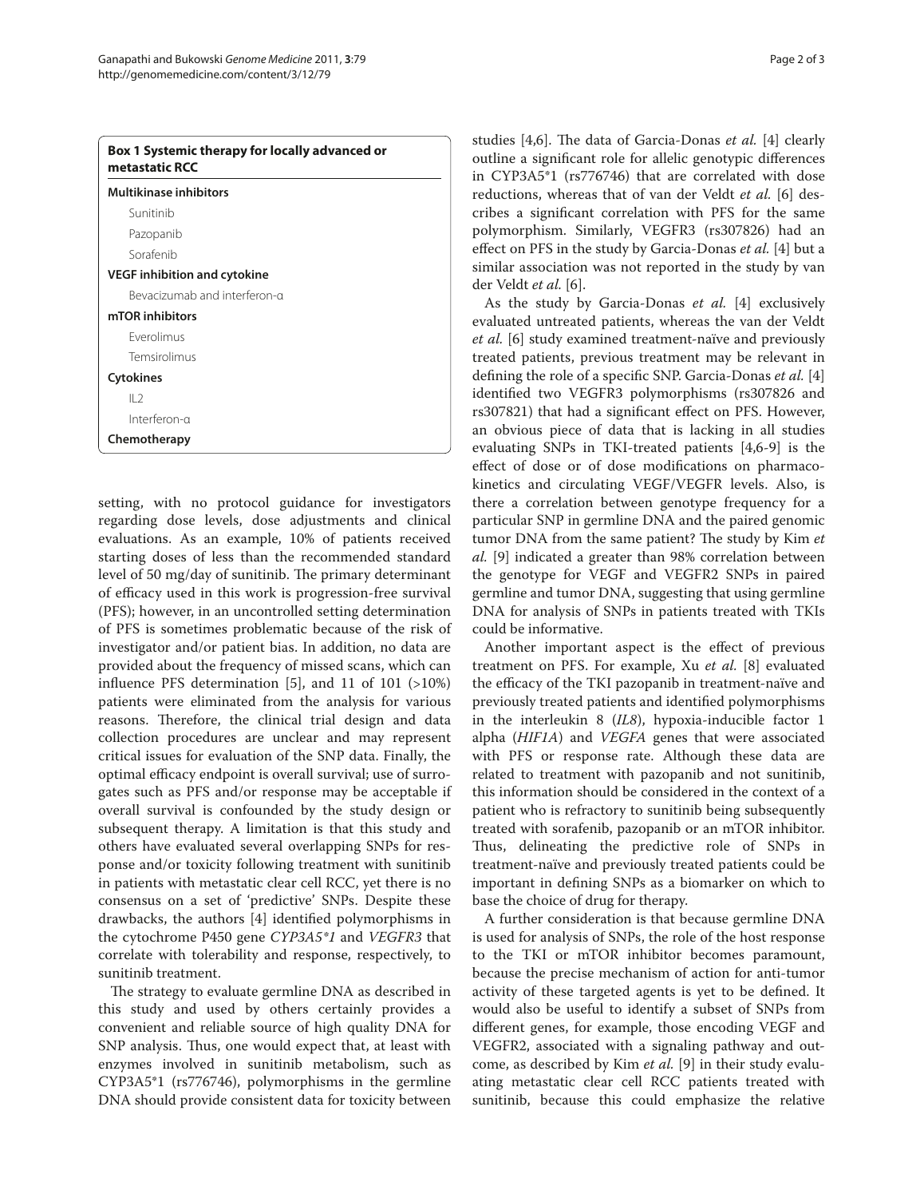**Box 1 Systemic therapy for locally advanced or metastatic RCC**

**Multikinase inhibitors**

- Sunitinib
- Pazopanib
- Sorafenib

**VEGF inhibition and cytokine**

- Bevacizumab and interferon-α

**mTOR inhibitors**

- Everolimus
- Temsirolimus

**Cytokines**

- IL2
- Interferon-α

**Chemotherapy**

setting, with no protocol guidance for investigators regarding dose levels, dose adjustments and clinical evaluations. As an example, 10% of patients received starting doses of less than the recommended standard level of 50 mg/day of sunitinib. The primary determinant of efficacy used in this work is progression-free survival (PFS); however, in an uncontrolled setting determination of PFS is sometimes problematic because of the risk of investigator and/or patient bias. In addition, no data are provided about the frequency of missed scans, which can influence PFS determination [5], and 11 of 101 (>10%) patients were eliminated from the analysis for various reasons. Therefore, the clinical trial design and data collection procedures are unclear and may represent critical issues for evaluation of the SNP data. Finally, the optimal efficacy endpoint is overall survival; use of surrogates such as PFS and/or response may be acceptable if overall survival is confounded by the study design or subsequent therapy. A limitation is that this study and others have evaluated several overlapping SNPs for response and/or toxicity following treatment with sunitinib in patients with metastatic clear cell RCC, yet there is no consensus on a set of 'predictive' SNPs. Despite these drawbacks, the authors [4] identified polymorphisms in the cytochrome P450 gene *CYP3A5\*1* and *VEGFR3* that correlate with tolerability and response, respectively, to sunitinib treatment.

The strategy to evaluate germline DNA as described in this study and used by others certainly provides a convenient and reliable source of high quality DNA for SNP analysis. Thus, one would expect that, at least with enzymes involved in sunitinib metabolism, such as CYP3A5\*1 (rs776746), polymorphisms in the germline DNA should provide consistent data for toxicity between studies [4,6]. The data of Garcia-Donas *et al.* [4] clearly outline a significant role for allelic genotypic differences in CYP3A5\*1 (rs776746) that are correlated with dose reductions, whereas that of van der Veldt *et al.* [6] describes a significant correlation with PFS for the same polymorphism. Similarly, VEGFR3 (rs307826) had an effect on PFS in the study by Garcia-Donas *et al.* [4] but a similar association was not reported in the study by van der Veldt *et al.* [6].

As the study by Garcia-Donas *et al.* [4] exclusively evaluated untreated patients, whereas the van der Veldt *et al.* [6] study examined treatment-naïve and previously treated patients, previous treatment may be relevant in defining the role of a specific SNP. Garcia-Donas *et al.* [4] identified two VEGFR3 polymorphisms (rs307826 and rs307821) that had a significant effect on PFS. However, an obvious piece of data that is lacking in all studies evaluating SNPs in TKI-treated patients [4,6-9] is the effect of dose or of dose modifications on pharmacokinetics and circulating VEGF/VEGFR levels. Also, is there a correlation between genotype frequency for a particular SNP in germline DNA and the paired genomic tumor DNA from the same patient? The study by Kim *et al.* [9] indicated a greater than 98% correlation between the genotype for VEGF and VEGFR2 SNPs in paired germline and tumor DNA, suggesting that using germline DNA for analysis of SNPs in patients treated with TKIs could be informative.

Another important aspect is the effect of previous treatment on PFS. For example, Xu *et al.* [8] evaluated the efficacy of the TKI pazopanib in treatment-naïve and previously treated patients and identified polymorphisms in the interleukin 8 (*IL8*), hypoxia-inducible factor 1 alpha (*HIF1A*) and *VEGFA* genes that were associated with PFS or response rate. Although these data are related to treatment with pazopanib and not sunitinib, this information should be considered in the context of a patient who is refractory to sunitinib being subsequently treated with sorafenib, pazopanib or an mTOR inhibitor. Thus, delineating the predictive role of SNPs in treatment-naïve and previously treated patients could be important in defining SNPs as a biomarker on which to base the choice of drug for therapy.

A further consideration is that because germline DNA is used for analysis of SNPs, the role of the host response to the TKI or mTOR inhibitor becomes paramount, because the precise mechanism of action for anti-tumor activity of these targeted agents is yet to be defined. It would also be useful to identify a subset of SNPs from different genes, for example, those encoding VEGF and VEGFR2, associated with a signaling pathway and outcome, as described by Kim *et al.* [9] in their study evaluating metastatic clear cell RCC patients treated with sunitinib, because this could emphasize the relative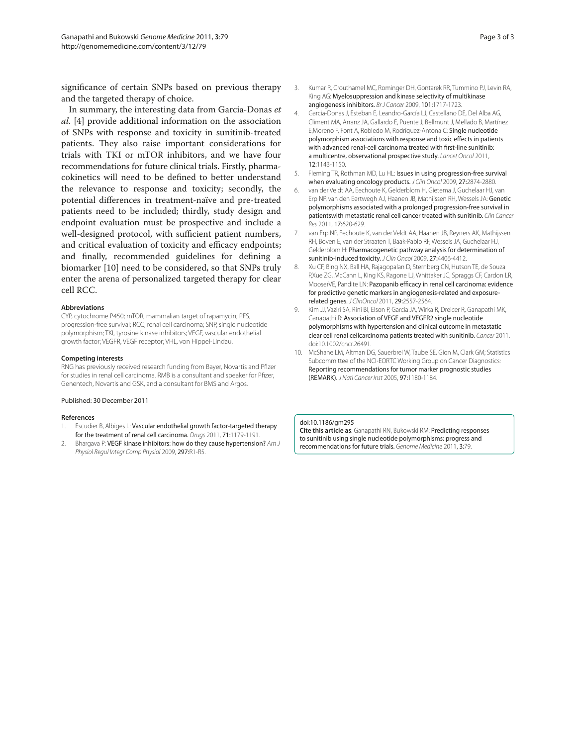significance of certain SNPs based on previous therapy and the targeted therapy of choice.

In summary, the interesting data from Garcia-Donas *et al.* [4] provide additional information on the association of SNPs with response and toxicity in sunitinib-treated patients. They also raise important considerations for trials with TKI or mTOR inhibitors, and we have four recommendations for future clinical trials. Firstly, pharmacokinetics will need to be defined to better understand the relevance to response and toxicity; secondly, the potential differences in treatment-naïve and pre-treated patients need to be included; thirdly, study design and endpoint evaluation must be prospective and include a well-designed protocol, with sufficient patient numbers, and critical evaluation of toxicity and efficacy endpoints; and finally, recommended guidelines for defining a biomarker [10] need to be considered, so that SNPs truly enter the arena of personalized targeted therapy for clear cell RCC.

#### Abbreviations

CYP, cytochrome P450; mTOR, mammalian target of rapamycin; PFS, progression-free survival; RCC, renal cell carcinoma; SNP, single nucleotide polymorphism; TKI, tyrosine kinase inhibitors; VEGF, vascular endothelial growth factor; VEGFR, VEGF receptor; VHL, von Hippel-Lindau.

#### Competing interests

RNG has previously received research funding from Bayer, Novartis and Pfizer for studies in renal cell carcinoma. RMB is a consultant and speaker for Pfizer, Genentech, Novartis and GSK, and a consultant for BMS and Argos.

Published: 30 December 2011

#### References

1. Escudier B, Albiges L: **Vascular endothelial growth factor-targeted therapy for the treatment of renal cell carcinoma.** *Drugs* 2011, **71:**1179-1191.
2. Bhargava P: **VEGF kinase inhibitors: how do they cause hypertension?** *Am J Physiol Regul Integr Comp Physiol* 2009, **297:**R1-R5.
3. Kumar R, Crouthamel MC, Rominger DH, Gontarek RR, Tummino PJ, Levin RA, King AG: **Myelosuppression and kinase selectivity of multikinase angiogenesis inhibitors.** *Br J Cancer* 2009, **101:**1717-1723.
4. Garcia-Donas J, Esteban E, Leandro-García LJ, Castellano DE, Del Alba AG, Climent MA, Arranz JA, Gallardo E, Puente J, Bellmunt J, Mellado B, Martínez E,Moreno F, Font A, Robledo M, Rodríguez-Antona C: **Single nucleotide polymorphism associations with response and toxic effects in patients with advanced renal-cell carcinoma treated with first-line sunitinib: a multicentre, observational prospective study.** *Lancet Oncol* 2011, **12:**1143-1150.
5. Fleming TR, Rothman MD, Lu HL: **Issues in using progression-free survival when evaluating oncology products.** *J Clin Oncol* 2009, **27:**2874-2880.
6. van der Veldt AA, Eechoute K, Gelderblom H, Gietema J, Guchelaar HJ, van Erp NP, van den Eertwegh AJ, Haanen JB, Mathijssen RH, Wessels JA: **Genetic polymorphisms associated with a prolonged progression-free survival in patientswith metastatic renal cell cancer treated with sunitinib.** *Clin Cancer Res* 2011, **17:**620-629.
7. van Erp NP, Eechoute K, van der Veldt AA, Haanen JB, Reyners AK, Mathijssen RH, Boven E, van der Straaten T, Baak-Pablo RF, Wessels JA, Guchelaar HJ, Gelderblom H: **Pharmacogenetic pathway analysis for determination of sunitinib-induced toxicity.** *J Clin Oncol* 2009, **27:**4406-4412.
8. Xu CF, Bing NX, Ball HA, Rajagopalan D, Sternberg CN, Hutson TE, de Souza P,Xue ZG, McCann L, King KS, Ragone LJ, Whittaker JC, Spraggs CF, Cardon LR, MooserVE, Pandite LN: **Pazopanib efficacy in renal cell carcinoma: evidence for predictive genetic markers in angiogenesis-related and exposure-related genes.** *J ClinOncol* 2011, **29:**2557-2564.
9. Kim JJ, Vaziri SA, Rini BI, Elson P, Garcia JA, Wirka R, Dreicer R, Ganapathi MK, Ganapathi R: **Association of VEGF and VEGFR2 single nucleotide polymorphisms with hypertension and clinical outcome in metastatic clear cell renal cellcarcinoma patients treated with sunitinib.** *Cancer* 2011. doi:10.1002/cncr.26491.
10. McShane LM, Altman DG, Sauerbrei W, Taube SE, Gion M, Clark GM; Statistics Subcommittee of the NCI-EORTC Working Group on Cancer Diagnostics: **Reporting recommendations for tumor marker prognostic studies (REMARK).** *J Natl Cancer Inst* 2005, **97:**1180-1184.

doi:10.1186/gm295
**Cite this article as**: Ganapathi RN, Bukowski RM: Predicting responses to sunitinib using single nucleotide polymorphisms: progress and recommendations for future trials. *Genome Medicine* 2011, **3**:79.